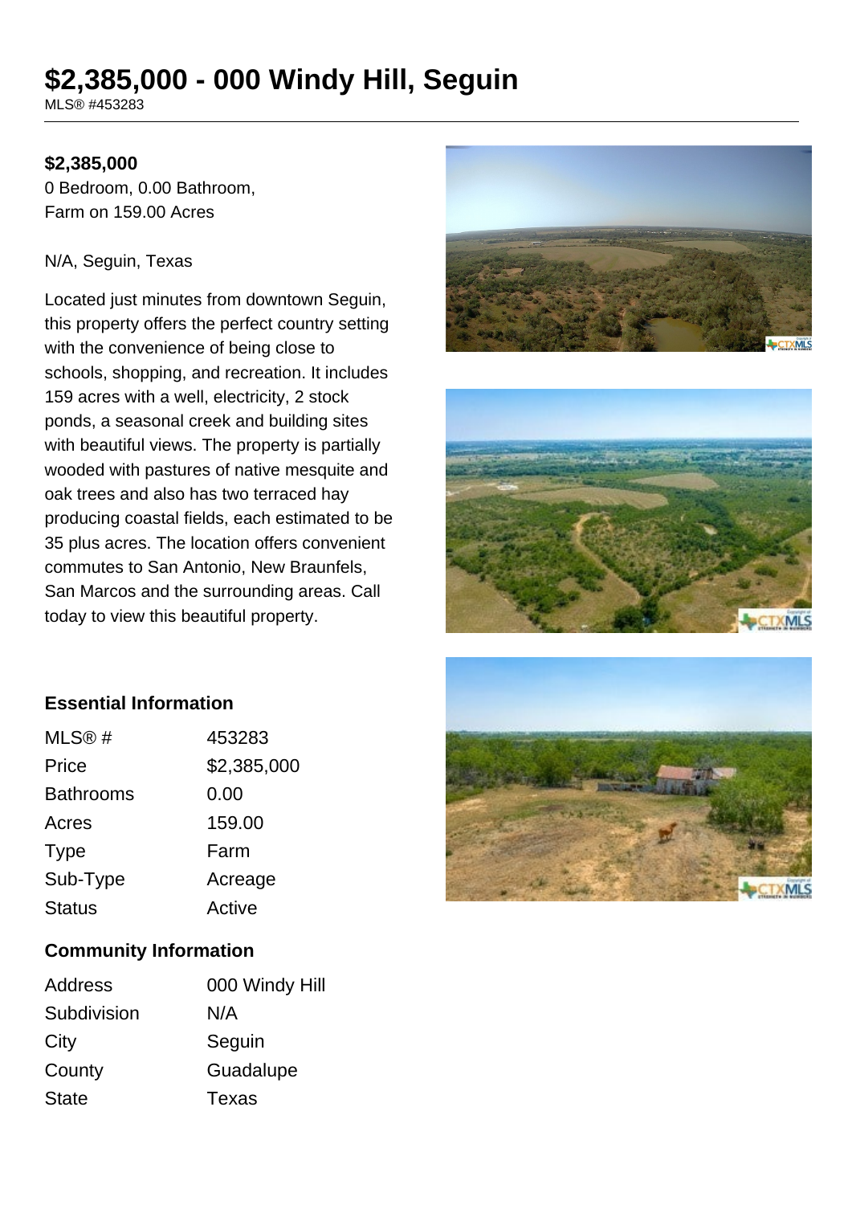# $2,385,000 - 000 Windy Hill, Seguin

MLS® #453283

**$2,385,000**

0 Bedroom, 0.00 Bathroom, Farm on 159.00 Acres

N/A, Seguin, Texas

Located just minutes from downtown Seguin, this property offers the perfect country setting with the convenience of being close to schools, shopping, and recreation. It includes 159 acres with a well, electricity, 2 stock ponds, a seasonal creek and building sites with beautiful views. The property is partially wooded with pastures of native mesquite and oak trees and also has two terraced hay producing coastal fields, each estimated to be 35 plus acres. The location offers convenient commutes to San Antonio, New Braunfels, San Marcos and the surrounding areas. Call today to view this beautiful property.

## Essential Information

| | |
|---|---|
| MLS® # | 453283 |
| Price | $2,385,000 |
| Bathrooms | 0.00 |
| Acres | 159.00 |
| Type | Farm |
| Sub-Type | Acreage |
| Status | Active |

## Community Information

| | |
|---|---|
| Address | 000 Windy Hill |
| Subdivision | N/A |
| City | Seguin |
| County | Guadalupe |
| State | Texas |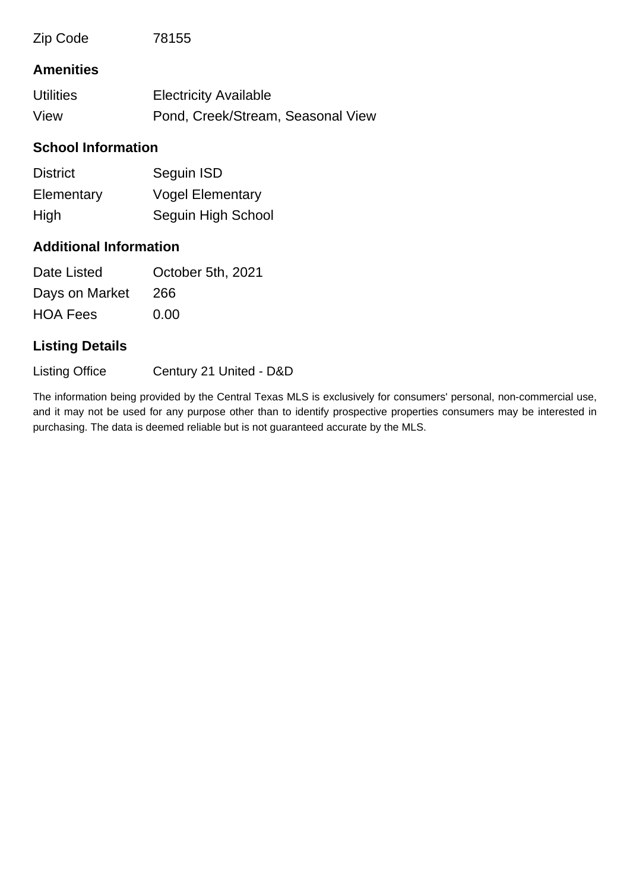| | |
|---|---|
| Zip Code | 78155 |

## Amenities

| | |
|---|---|
| Utilities | Electricity Available |
| View | Pond, Creek/Stream, Seasonal View |

## School Information

| | |
|---|---|
| District | Seguin ISD |
| Elementary | Vogel Elementary |
| High | Seguin High School |

## Additional Information

| | |
|---|---|
| Date Listed | October 5th, 2021 |
| Days on Market | 266 |
| HOA Fees | 0.00 |

## Listing Details

| | |
|---|---|
| Listing Office | Century 21 United - D&D |

The information being provided by the Central Texas MLS is exclusively for consumers' personal, non-commercial use, and it may not be used for any purpose other than to identify prospective properties consumers may be interested in purchasing. The data is deemed reliable but is not guaranteed accurate by the MLS.